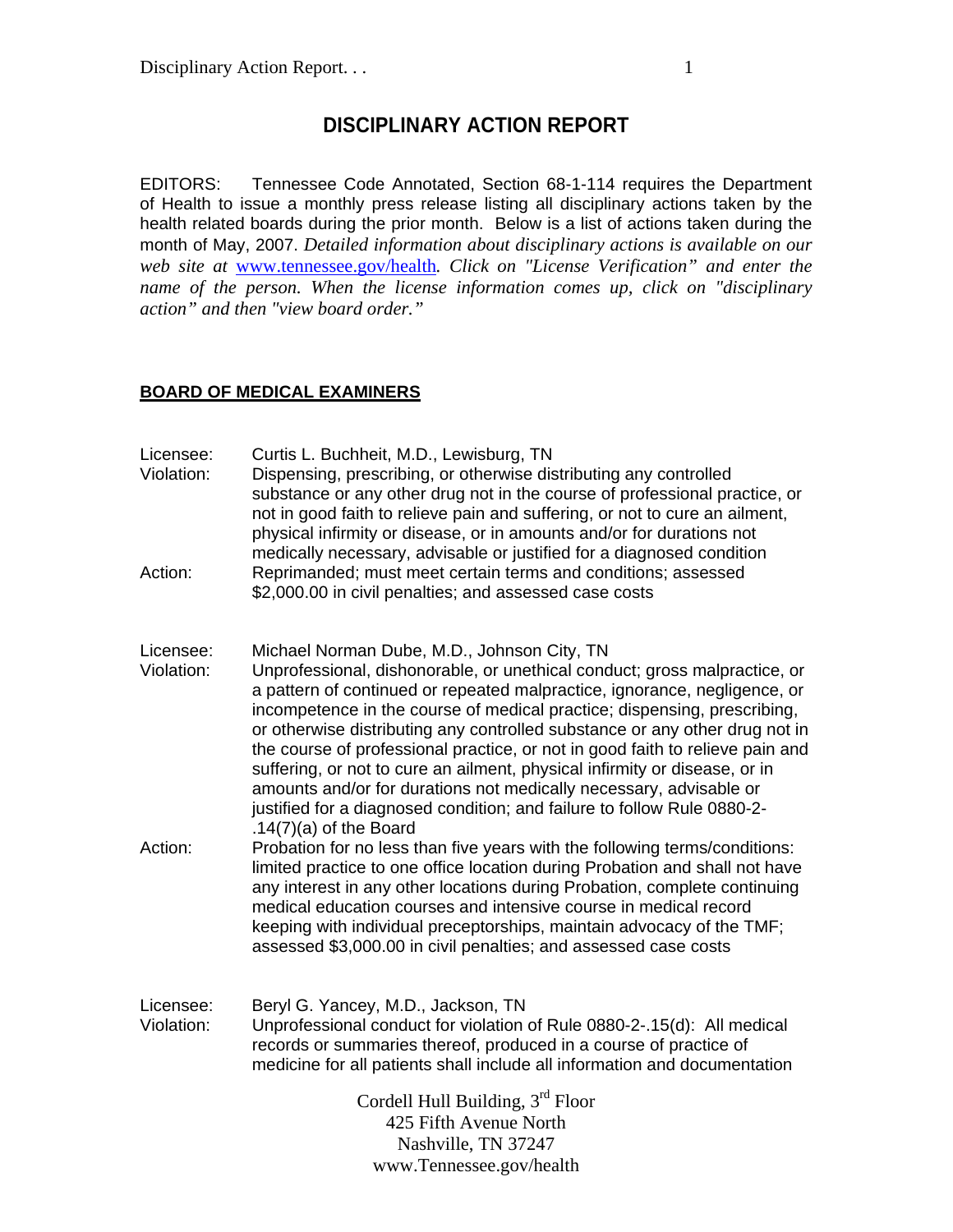# DISCIPLINARY ACTION REPORT

EDITORS: Tennessee Code Annotated, Section 68-1-114 requires the Department of Health to issue a monthly press release listing all disciplinary actions taken by the health related boards during the prior month. Below is a list of actions taken during the month of May, 2007. *Detailed information about disciplinary actions is available on our web site at* www.tennessee.gov/health*. Click on "License Verification" and enter the name of the person. When the license information comes up, click on "disciplinary action" and then "view board order."*

## BOARD OF MEDICAL EXAMINERS

Licensee: Curtis L. Buchheit, M.D., Lewisburg, TN
Violation: Dispensing, prescribing, or otherwise distributing any controlled substance or any other drug not in the course of professional practice, or not in good faith to relieve pain and suffering, or not to cure an ailment, physical infirmity or disease, or in amounts and/or for durations not medically necessary, advisable or justified for a diagnosed condition
Action: Reprimanded; must meet certain terms and conditions; assessed $2,000.00 in civil penalties; and assessed case costs

Licensee: Michael Norman Dube, M.D., Johnson City, TN
Violation: Unprofessional, dishonorable, or unethical conduct; gross malpractice, or a pattern of continued or repeated malpractice, ignorance, negligence, or incompetence in the course of medical practice; dispensing, prescribing, or otherwise distributing any controlled substance or any other drug not in the course of professional practice, or not in good faith to relieve pain and suffering, or not to cure an ailment, physical infirmity or disease, or in amounts and/or for durations not medically necessary, advisable or justified for a diagnosed condition; and failure to follow Rule 0880-2-.14(7)(a) of the Board
Action: Probation for no less than five years with the following terms/conditions: limited practice to one office location during Probation and shall not have any interest in any other locations during Probation, complete continuing medical education courses and intensive course in medical record keeping with individual preceptorships, maintain advocacy of the TMF; assessed $3,000.00 in civil penalties; and assessed case costs

Licensee: Beryl G. Yancey, M.D., Jackson, TN
Violation: Unprofessional conduct for violation of Rule 0880-2-.15(d): All medical records or summaries thereof, produced in a course of practice of medicine for all patients shall include all information and documentation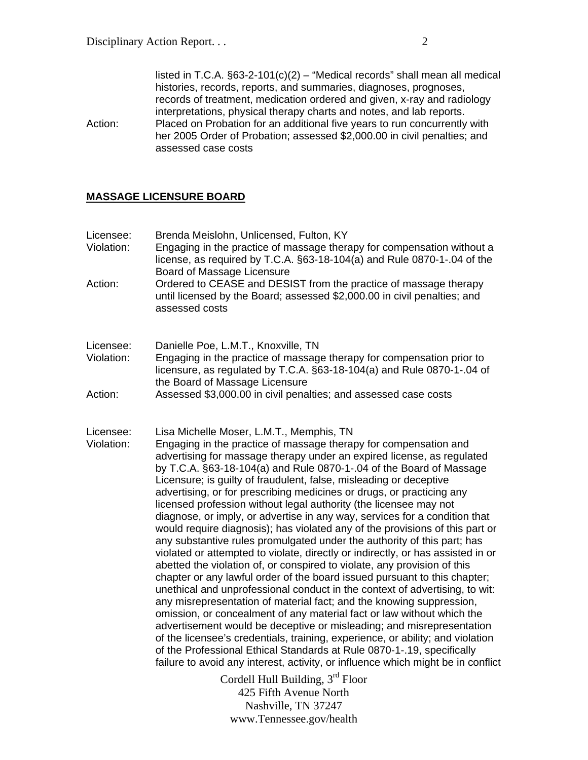listed in T.C.A. §63-2-101(c)(2) – "Medical records" shall mean all medical histories, records, reports, and summaries, diagnoses, prognoses, records of treatment, medication ordered and given, x-ray and radiology interpretations, physical therapy charts and notes, and lab reports.

Action: Placed on Probation for an additional five years to run concurrently with her 2005 Order of Probation; assessed $2,000.00 in civil penalties; and assessed case costs

## MASSAGE LICENSURE BOARD

Licensee: Brenda Meislohn, Unlicensed, Fulton, KY

Violation: Engaging in the practice of massage therapy for compensation without a license, as required by T.C.A. §63-18-104(a) and Rule 0870-1-.04 of the Board of Massage Licensure

Action: Ordered to CEASE and DESIST from the practice of massage therapy until licensed by the Board; assessed $2,000.00 in civil penalties; and assessed costs

Licensee: Danielle Poe, L.M.T., Knoxville, TN

Violation: Engaging in the practice of massage therapy for compensation prior to licensure, as regulated by T.C.A. §63-18-104(a) and Rule 0870-1-.04 of the Board of Massage Licensure

Action: Assessed $3,000.00 in civil penalties; and assessed case costs

Licensee: Lisa Michelle Moser, L.M.T., Memphis, TN

Violation: Engaging in the practice of massage therapy for compensation and advertising for massage therapy under an expired license, as regulated by T.C.A. §63-18-104(a) and Rule 0870-1-.04 of the Board of Massage Licensure; is guilty of fraudulent, false, misleading or deceptive advertising, or for prescribing medicines or drugs, or practicing any licensed profession without legal authority (the licensee may not diagnose, or imply, or advertise in any way, services for a condition that would require diagnosis); has violated any of the provisions of this part or any substantive rules promulgated under the authority of this part; has violated or attempted to violate, directly or indirectly, or has assisted in or abetted the violation of, or conspired to violate, any provision of this chapter or any lawful order of the board issued pursuant to this chapter; unethical and unprofessional conduct in the context of advertising, to wit: any misrepresentation of material fact; and the knowing suppression, omission, or concealment of any material fact or law without which the advertisement would be deceptive or misleading; and misrepresentation of the licensee's credentials, training, experience, or ability; and violation of the Professional Ethical Standards at Rule 0870-1-.19, specifically failure to avoid any interest, activity, or influence which might be in conflict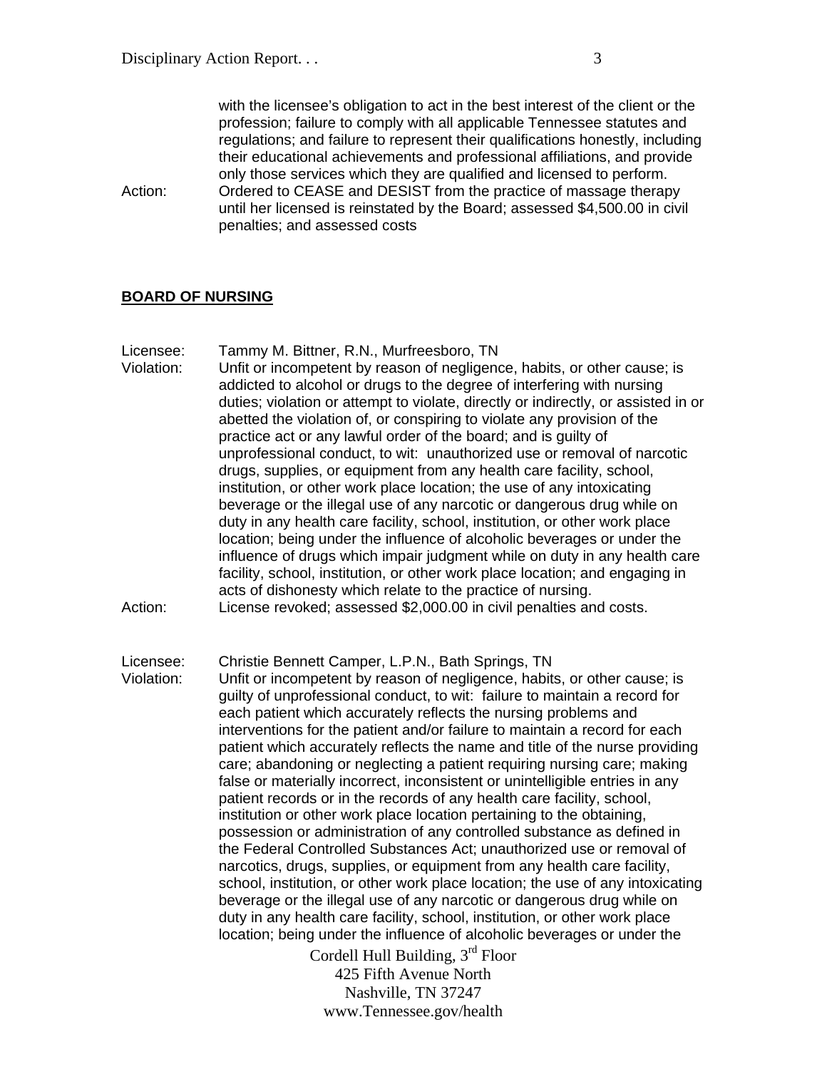with the licensee's obligation to act in the best interest of the client or the profession; failure to comply with all applicable Tennessee statutes and regulations; and failure to represent their qualifications honestly, including their educational achievements and professional affiliations, and provide only those services which they are qualified and licensed to perform.

Action: Ordered to CEASE and DESIST from the practice of massage therapy until her licensed is reinstated by the Board; assessed $4,500.00 in civil penalties; and assessed costs

**BOARD OF NURSING**

Licensee: Tammy M. Bittner, R.N., Murfreesboro, TN

Violation: Unfit or incompetent by reason of negligence, habits, or other cause; is addicted to alcohol or drugs to the degree of interfering with nursing duties; violation or attempt to violate, directly or indirectly, or assisted in or abetted the violation of, or conspiring to violate any provision of the practice act or any lawful order of the board; and is guilty of unprofessional conduct, to wit: unauthorized use or removal of narcotic drugs, supplies, or equipment from any health care facility, school, institution, or other work place location; the use of any intoxicating beverage or the illegal use of any narcotic or dangerous drug while on duty in any health care facility, school, institution, or other work place location; being under the influence of alcoholic beverages or under the influence of drugs which impair judgment while on duty in any health care facility, school, institution, or other work place location; and engaging in acts of dishonesty which relate to the practice of nursing.

Action: License revoked; assessed $2,000.00 in civil penalties and costs.

Licensee: Christie Bennett Camper, L.P.N., Bath Springs, TN

Violation: Unfit or incompetent by reason of negligence, habits, or other cause; is guilty of unprofessional conduct, to wit: failure to maintain a record for each patient which accurately reflects the nursing problems and interventions for the patient and/or failure to maintain a record for each patient which accurately reflects the name and title of the nurse providing care; abandoning or neglecting a patient requiring nursing care; making false or materially incorrect, inconsistent or unintelligible entries in any patient records or in the records of any health care facility, school, institution or other work place location pertaining to the obtaining, possession or administration of any controlled substance as defined in the Federal Controlled Substances Act; unauthorized use or removal of narcotics, drugs, supplies, or equipment from any health care facility, school, institution, or other work place location; the use of any intoxicating beverage or the illegal use of any narcotic or dangerous drug while on duty in any health care facility, school, institution, or other work place location; being under the influence of alcoholic beverages or under the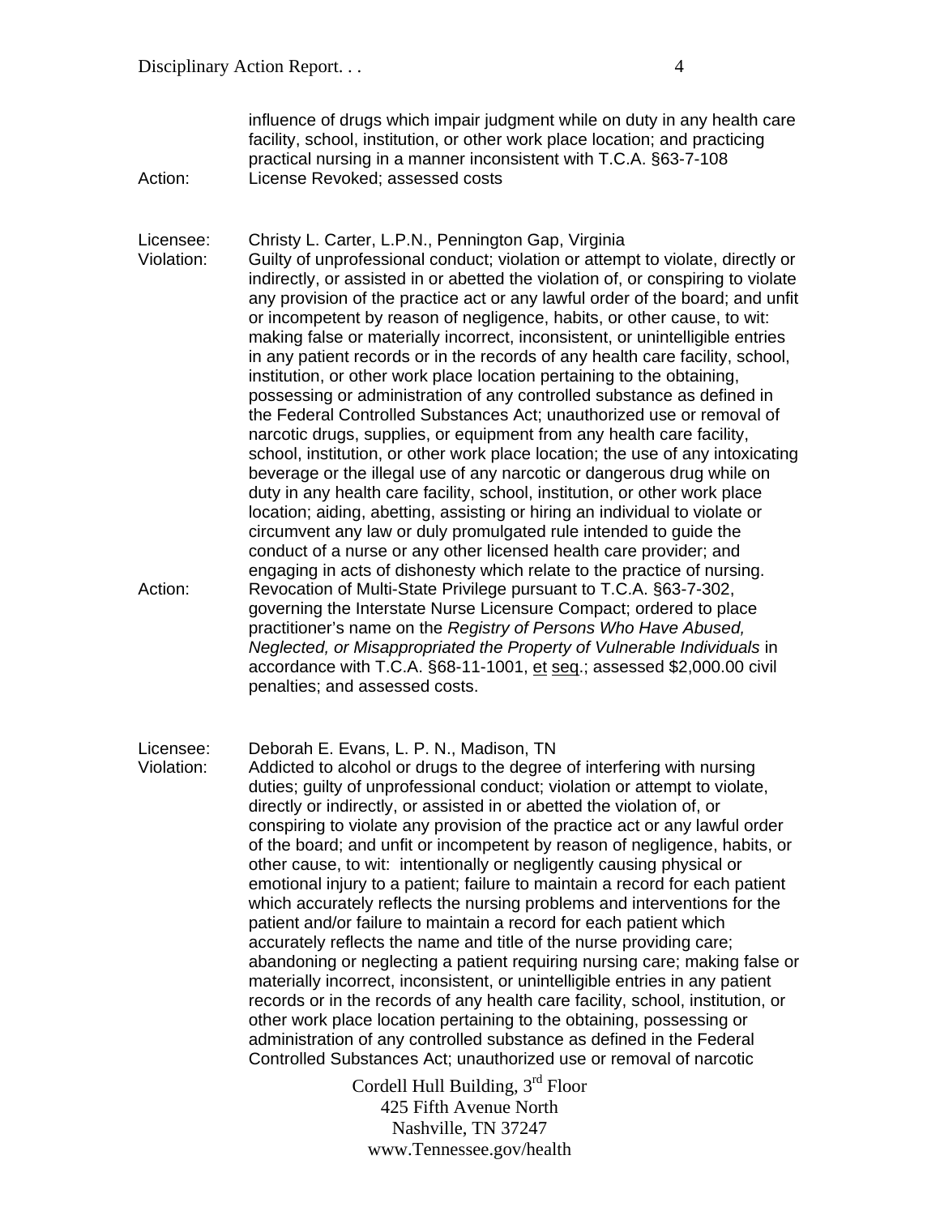influence of drugs which impair judgment while on duty in any health care facility, school, institution, or other work place location; and practicing practical nursing in a manner inconsistent with T.C.A. §63-7-108

Action: License Revoked; assessed costs

Licensee: Christy L. Carter, L.P.N., Pennington Gap, Virginia

Violation: Guilty of unprofessional conduct; violation or attempt to violate, directly or indirectly, or assisted in or abetted the violation of, or conspiring to violate any provision of the practice act or any lawful order of the board; and unfit or incompetent by reason of negligence, habits, or other cause, to wit: making false or materially incorrect, inconsistent, or unintelligible entries in any patient records or in the records of any health care facility, school, institution, or other work place location pertaining to the obtaining, possessing or administration of any controlled substance as defined in the Federal Controlled Substances Act; unauthorized use or removal of narcotic drugs, supplies, or equipment from any health care facility, school, institution, or other work place location; the use of any intoxicating beverage or the illegal use of any narcotic or dangerous drug while on duty in any health care facility, school, institution, or other work place location; aiding, abetting, assisting or hiring an individual to violate or circumvent any law or duly promulgated rule intended to guide the conduct of a nurse or any other licensed health care provider; and engaging in acts of dishonesty which relate to the practice of nursing.

Action: Revocation of Multi-State Privilege pursuant to T.C.A. §63-7-302, governing the Interstate Nurse Licensure Compact; ordered to place practitioner's name on the *Registry of Persons Who Have Abused, Neglected, or Misappropriated the Property of Vulnerable Individuals* in accordance with T.C.A. §68-11-1001, et seq.; assessed $2,000.00 civil penalties; and assessed costs.

Licensee: Deborah E. Evans, L. P. N., Madison, TN

Violation: Addicted to alcohol or drugs to the degree of interfering with nursing duties; guilty of unprofessional conduct; violation or attempt to violate, directly or indirectly, or assisted in or abetted the violation of, or conspiring to violate any provision of the practice act or any lawful order of the board; and unfit or incompetent by reason of negligence, habits, or other cause, to wit: intentionally or negligently causing physical or emotional injury to a patient; failure to maintain a record for each patient which accurately reflects the nursing problems and interventions for the patient and/or failure to maintain a record for each patient which accurately reflects the name and title of the nurse providing care; abandoning or neglecting a patient requiring nursing care; making false or materially incorrect, inconsistent, or unintelligible entries in any patient records or in the records of any health care facility, school, institution, or other work place location pertaining to the obtaining, possessing or administration of any controlled substance as defined in the Federal Controlled Substances Act; unauthorized use or removal of narcotic

Cordell Hull Building, 3rd Floor
425 Fifth Avenue North
Nashville, TN 37247
www.Tennessee.gov/health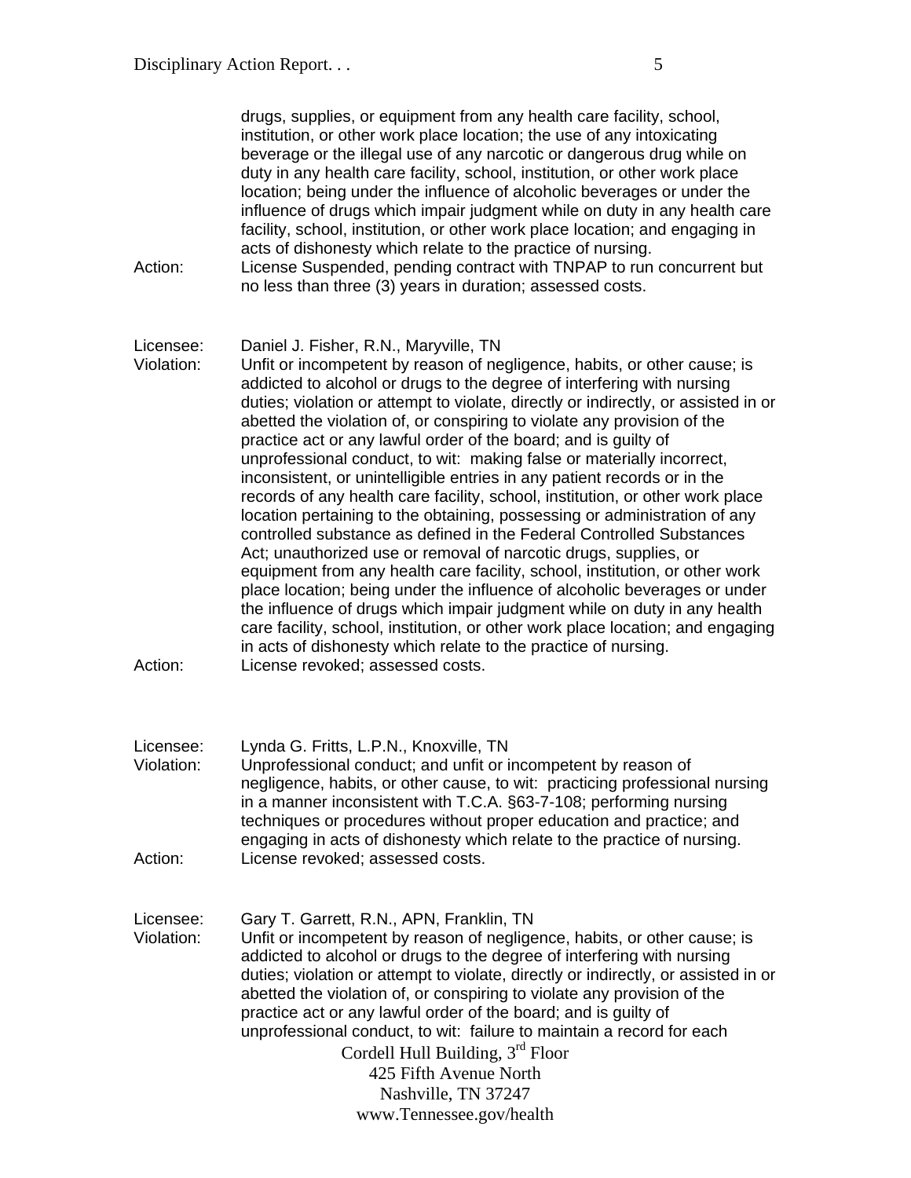drugs, supplies, or equipment from any health care facility, school, institution, or other work place location; the use of any intoxicating beverage or the illegal use of any narcotic or dangerous drug while on duty in any health care facility, school, institution, or other work place location; being under the influence of alcoholic beverages or under the influence of drugs which impair judgment while on duty in any health care facility, school, institution, or other work place location; and engaging in acts of dishonesty which relate to the practice of nursing.

Action: License Suspended, pending contract with TNPAP to run concurrent but no less than three (3) years in duration; assessed costs.

Licensee: Daniel J. Fisher, R.N., Maryville, TN

Violation: Unfit or incompetent by reason of negligence, habits, or other cause; is addicted to alcohol or drugs to the degree of interfering with nursing duties; violation or attempt to violate, directly or indirectly, or assisted in or abetted the violation of, or conspiring to violate any provision of the practice act or any lawful order of the board; and is guilty of unprofessional conduct, to wit: making false or materially incorrect, inconsistent, or unintelligible entries in any patient records or in the records of any health care facility, school, institution, or other work place location pertaining to the obtaining, possessing or administration of any controlled substance as defined in the Federal Controlled Substances Act; unauthorized use or removal of narcotic drugs, supplies, or equipment from any health care facility, school, institution, or other work place location; being under the influence of alcoholic beverages or under the influence of drugs which impair judgment while on duty in any health care facility, school, institution, or other work place location; and engaging in acts of dishonesty which relate to the practice of nursing.

Action: License revoked; assessed costs.

Licensee: Lynda G. Fritts, L.P.N., Knoxville, TN

Violation: Unprofessional conduct; and unfit or incompetent by reason of negligence, habits, or other cause, to wit: practicing professional nursing in a manner inconsistent with T.C.A. §63-7-108; performing nursing techniques or procedures without proper education and practice; and engaging in acts of dishonesty which relate to the practice of nursing.

Action: License revoked; assessed costs.

Licensee: Gary T. Garrett, R.N., APN, Franklin, TN

Violation: Unfit or incompetent by reason of negligence, habits, or other cause; is addicted to alcohol or drugs to the degree of interfering with nursing duties; violation or attempt to violate, directly or indirectly, or assisted in or abetted the violation of, or conspiring to violate any provision of the practice act or any lawful order of the board; and is guilty of unprofessional conduct, to wit: failure to maintain a record for each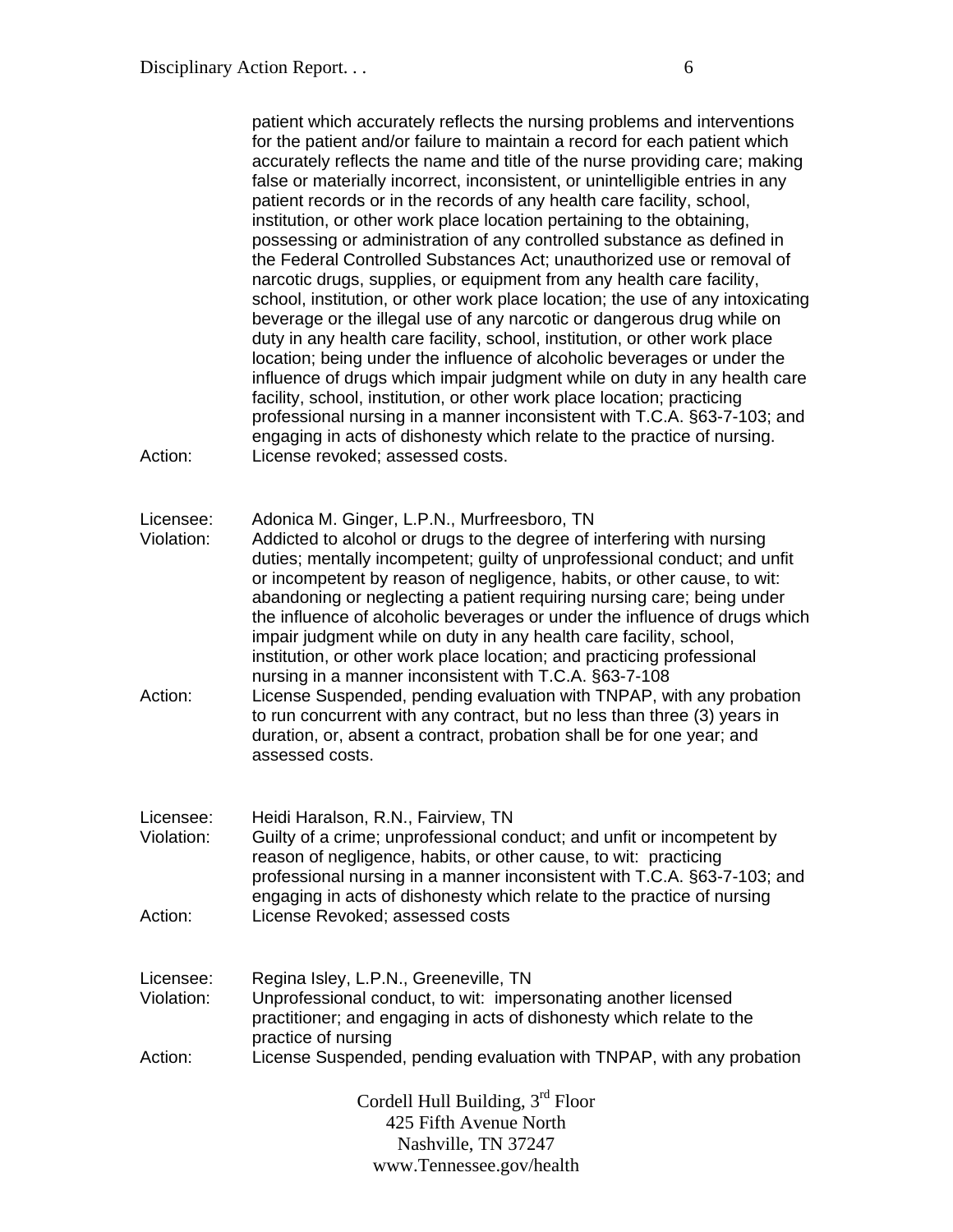patient which accurately reflects the nursing problems and interventions for the patient and/or failure to maintain a record for each patient which accurately reflects the name and title of the nurse providing care; making false or materially incorrect, inconsistent, or unintelligible entries in any patient records or in the records of any health care facility, school, institution, or other work place location pertaining to the obtaining, possessing or administration of any controlled substance as defined in the Federal Controlled Substances Act; unauthorized use or removal of narcotic drugs, supplies, or equipment from any health care facility, school, institution, or other work place location; the use of any intoxicating beverage or the illegal use of any narcotic or dangerous drug while on duty in any health care facility, school, institution, or other work place location; being under the influence of alcoholic beverages or under the influence of drugs which impair judgment while on duty in any health care facility, school, institution, or other work place location; practicing professional nursing in a manner inconsistent with T.C.A. §63-7-103; and engaging in acts of dishonesty which relate to the practice of nursing.

Action: License revoked; assessed costs.

Licensee: Adonica M. Ginger, L.P.N., Murfreesboro, TN

Violation: Addicted to alcohol or drugs to the degree of interfering with nursing duties; mentally incompetent; guilty of unprofessional conduct; and unfit or incompetent by reason of negligence, habits, or other cause, to wit: abandoning or neglecting a patient requiring nursing care; being under the influence of alcoholic beverages or under the influence of drugs which impair judgment while on duty in any health care facility, school, institution, or other work place location; and practicing professional nursing in a manner inconsistent with T.C.A. §63-7-108

Action: License Suspended, pending evaluation with TNPAP, with any probation to run concurrent with any contract, but no less than three (3) years in duration, or, absent a contract, probation shall be for one year; and assessed costs.

Licensee: Heidi Haralson, R.N., Fairview, TN

Violation: Guilty of a crime; unprofessional conduct; and unfit or incompetent by reason of negligence, habits, or other cause, to wit: practicing professional nursing in a manner inconsistent with T.C.A. §63-7-103; and engaging in acts of dishonesty which relate to the practice of nursing

Action: License Revoked; assessed costs

Licensee: Regina Isley, L.P.N., Greeneville, TN

Violation: Unprofessional conduct, to wit: impersonating another licensed practitioner; and engaging in acts of dishonesty which relate to the practice of nursing

Action: License Suspended, pending evaluation with TNPAP, with any probation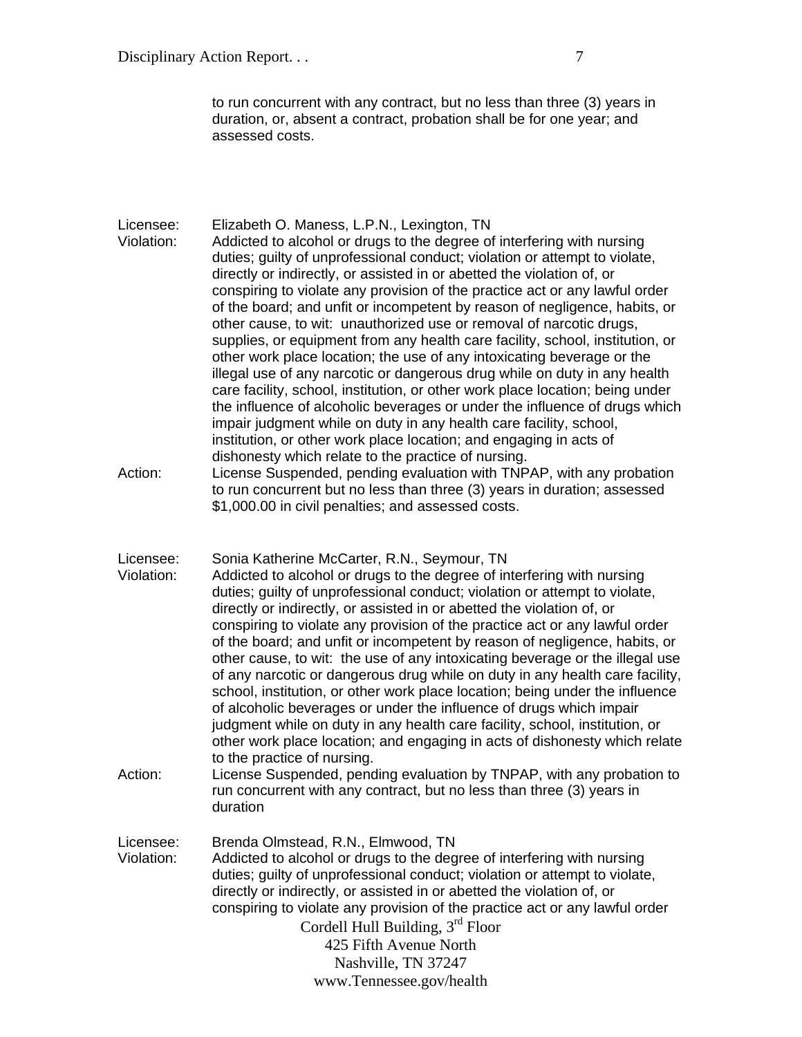to run concurrent with any contract, but no less than three (3) years in duration, or, absent a contract, probation shall be for one year; and assessed costs.

Licensee: Elizabeth O. Maness, L.P.N., Lexington, TN
Violation: Addicted to alcohol or drugs to the degree of interfering with nursing duties; guilty of unprofessional conduct; violation or attempt to violate, directly or indirectly, or assisted in or abetted the violation of, or conspiring to violate any provision of the practice act or any lawful order of the board; and unfit or incompetent by reason of negligence, habits, or other cause, to wit: unauthorized use or removal of narcotic drugs, supplies, or equipment from any health care facility, school, institution, or other work place location; the use of any intoxicating beverage or the illegal use of any narcotic or dangerous drug while on duty in any health care facility, school, institution, or other work place location; being under the influence of alcoholic beverages or under the influence of drugs which impair judgment while on duty in any health care facility, school, institution, or other work place location; and engaging in acts of dishonesty which relate to the practice of nursing.
Action: License Suspended, pending evaluation with TNPAP, with any probation to run concurrent but no less than three (3) years in duration; assessed $1,000.00 in civil penalties; and assessed costs.

Licensee: Sonia Katherine McCarter, R.N., Seymour, TN
Violation: Addicted to alcohol or drugs to the degree of interfering with nursing duties; guilty of unprofessional conduct; violation or attempt to violate, directly or indirectly, or assisted in or abetted the violation of, or conspiring to violate any provision of the practice act or any lawful order of the board; and unfit or incompetent by reason of negligence, habits, or other cause, to wit: the use of any intoxicating beverage or the illegal use of any narcotic or dangerous drug while on duty in any health care facility, school, institution, or other work place location; being under the influence of alcoholic beverages or under the influence of drugs which impair judgment while on duty in any health care facility, school, institution, or other work place location; and engaging in acts of dishonesty which relate to the practice of nursing.
Action: License Suspended, pending evaluation by TNPAP, with any probation to run concurrent with any contract, but no less than three (3) years in duration

Licensee: Brenda Olmstead, R.N., Elmwood, TN
Violation: Addicted to alcohol or drugs to the degree of interfering with nursing duties; guilty of unprofessional conduct; violation or attempt to violate, directly or indirectly, or assisted in or abetted the violation of, or conspiring to violate any provision of the practice act or any lawful order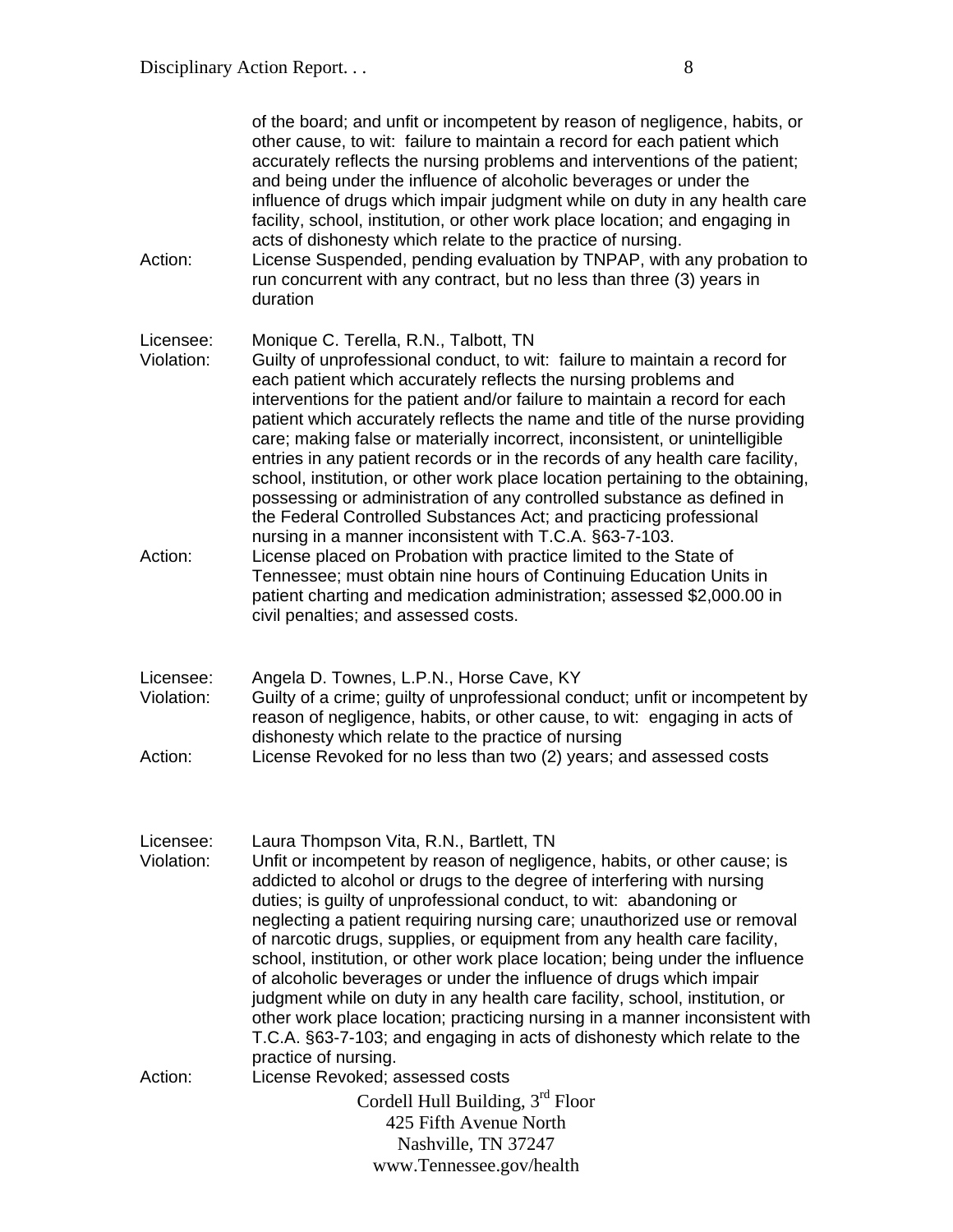of the board; and unfit or incompetent by reason of negligence, habits, or other cause, to wit: failure to maintain a record for each patient which accurately reflects the nursing problems and interventions of the patient; and being under the influence of alcoholic beverages or under the influence of drugs which impair judgment while on duty in any health care facility, school, institution, or other work place location; and engaging in acts of dishonesty which relate to the practice of nursing.

Action: License Suspended, pending evaluation by TNPAP, with any probation to run concurrent with any contract, but no less than three (3) years in duration

Licensee: Monique C. Terella, R.N., Talbott, TN

Violation: Guilty of unprofessional conduct, to wit: failure to maintain a record for each patient which accurately reflects the nursing problems and interventions for the patient and/or failure to maintain a record for each patient which accurately reflects the name and title of the nurse providing care; making false or materially incorrect, inconsistent, or unintelligible entries in any patient records or in the records of any health care facility, school, institution, or other work place location pertaining to the obtaining, possessing or administration of any controlled substance as defined in the Federal Controlled Substances Act; and practicing professional nursing in a manner inconsistent with T.C.A. §63-7-103.

Action: License placed on Probation with practice limited to the State of Tennessee; must obtain nine hours of Continuing Education Units in patient charting and medication administration; assessed $2,000.00 in civil penalties; and assessed costs.

Licensee: Angela D. Townes, L.P.N., Horse Cave, KY

Violation: Guilty of a crime; guilty of unprofessional conduct; unfit or incompetent by reason of negligence, habits, or other cause, to wit: engaging in acts of dishonesty which relate to the practice of nursing

Action: License Revoked for no less than two (2) years; and assessed costs

Licensee: Laura Thompson Vita, R.N., Bartlett, TN

Violation: Unfit or incompetent by reason of negligence, habits, or other cause; is addicted to alcohol or drugs to the degree of interfering with nursing duties; is guilty of unprofessional conduct, to wit: abandoning or neglecting a patient requiring nursing care; unauthorized use or removal of narcotic drugs, supplies, or equipment from any health care facility, school, institution, or other work place location; being under the influence of alcoholic beverages or under the influence of drugs which impair judgment while on duty in any health care facility, school, institution, or other work place location; practicing nursing in a manner inconsistent with T.C.A. §63-7-103; and engaging in acts of dishonesty which relate to the practice of nursing.

Action: License Revoked; assessed costs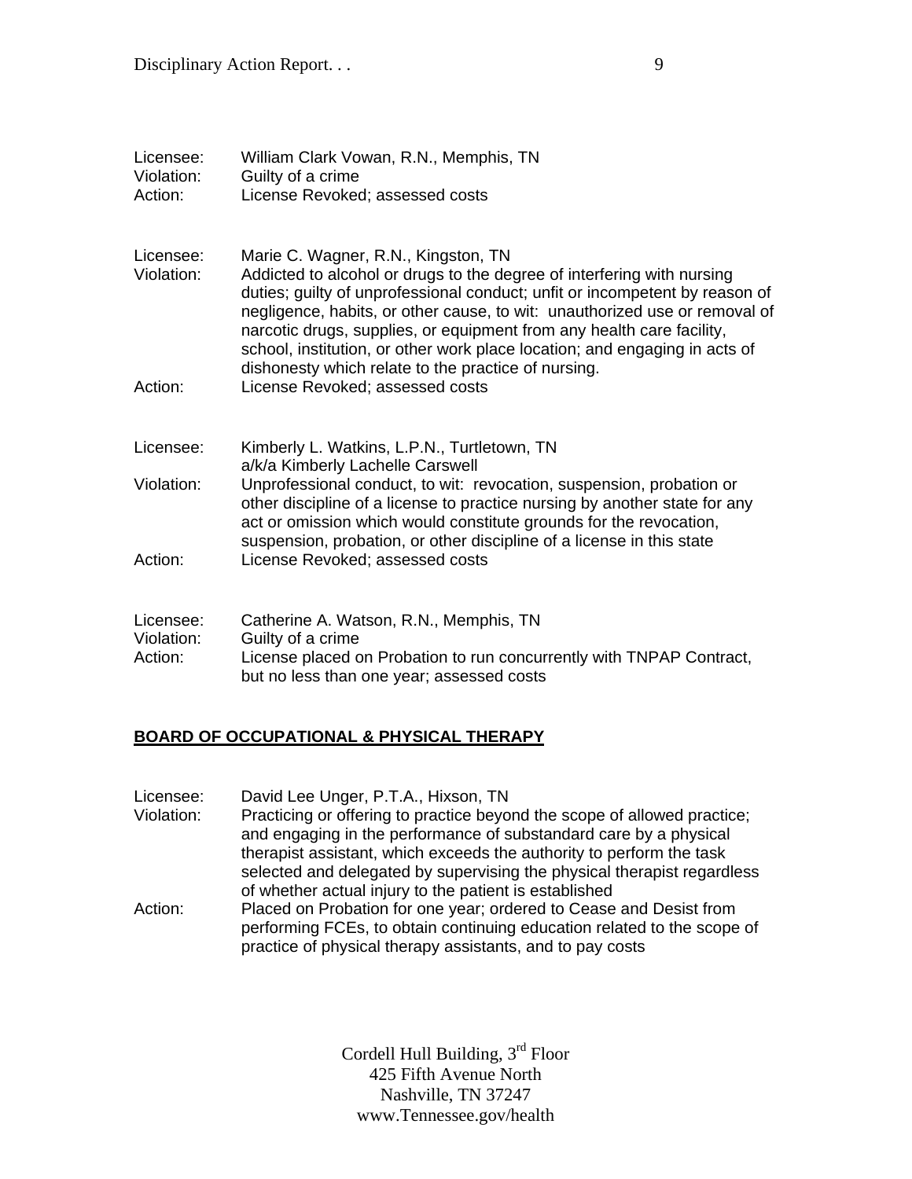Licensee: William Clark Vowan, R.N., Memphis, TN
Violation: Guilty of a crime
Action: License Revoked; assessed costs

Licensee: Marie C. Wagner, R.N., Kingston, TN
Violation: Addicted to alcohol or drugs to the degree of interfering with nursing duties; guilty of unprofessional conduct; unfit or incompetent by reason of negligence, habits, or other cause, to wit: unauthorized use or removal of narcotic drugs, supplies, or equipment from any health care facility, school, institution, or other work place location; and engaging in acts of dishonesty which relate to the practice of nursing.
Action: License Revoked; assessed costs

Licensee: Kimberly L. Watkins, L.P.N., Turtletown, TN
a/k/a Kimberly Lachelle Carswell
Violation: Unprofessional conduct, to wit: revocation, suspension, probation or other discipline of a license to practice nursing by another state for any act or omission which would constitute grounds for the revocation, suspension, probation, or other discipline of a license in this state
Action: License Revoked; assessed costs

Licensee: Catherine A. Watson, R.N., Memphis, TN
Violation: Guilty of a crime
Action: License placed on Probation to run concurrently with TNPAP Contract, but no less than one year; assessed costs

## BOARD OF OCCUPATIONAL & PHYSICAL THERAPY

Licensee: David Lee Unger, P.T.A., Hixson, TN
Violation: Practicing or offering to practice beyond the scope of allowed practice; and engaging in the performance of substandard care by a physical therapist assistant, which exceeds the authority to perform the task selected and delegated by supervising the physical therapist regardless of whether actual injury to the patient is established
Action: Placed on Probation for one year; ordered to Cease and Desist from performing FCEs, to obtain continuing education related to the scope of practice of physical therapy assistants, and to pay costs

Cordell Hull Building, 3rd Floor
425 Fifth Avenue North
Nashville, TN 37247
www.Tennessee.gov/health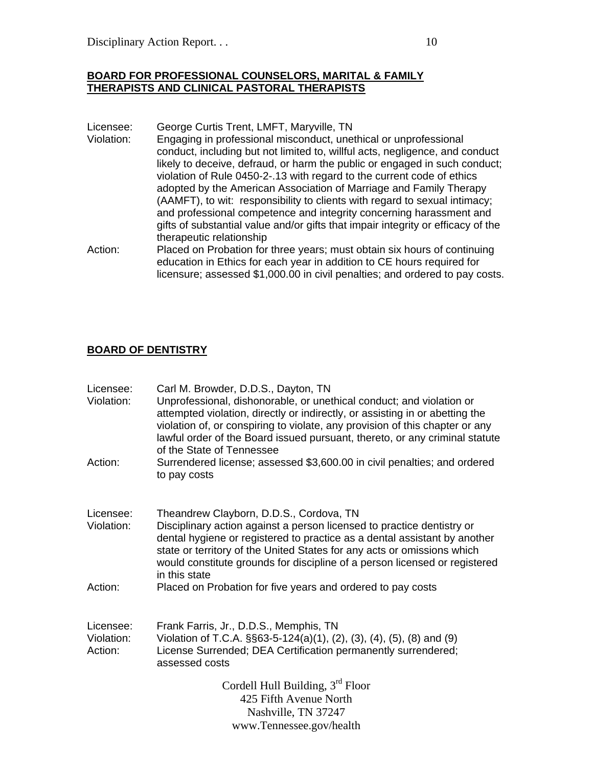## BOARD FOR PROFESSIONAL COUNSELORS, MARITAL & FAMILY THERAPISTS AND CLINICAL PASTORAL THERAPISTS

Licensee: George Curtis Trent, LMFT, Maryville, TN

Violation: Engaging in professional misconduct, unethical or unprofessional conduct, including but not limited to, willful acts, negligence, and conduct likely to deceive, defraud, or harm the public or engaged in such conduct; violation of Rule 0450-2-.13 with regard to the current code of ethics adopted by the American Association of Marriage and Family Therapy (AAMFT), to wit: responsibility to clients with regard to sexual intimacy; and professional competence and integrity concerning harassment and gifts of substantial value and/or gifts that impair integrity or efficacy of the therapeutic relationship

Action: Placed on Probation for three years; must obtain six hours of continuing education in Ethics for each year in addition to CE hours required for licensure; assessed $1,000.00 in civil penalties; and ordered to pay costs.

## BOARD OF DENTISTRY

Licensee: Carl M. Browder, D.D.S., Dayton, TN

Violation: Unprofessional, dishonorable, or unethical conduct; and violation or attempted violation, directly or indirectly, or assisting in or abetting the violation of, or conspiring to violate, any provision of this chapter or any lawful order of the Board issued pursuant, thereto, or any criminal statute of the State of Tennessee

Action: Surrendered license; assessed $3,600.00 in civil penalties; and ordered to pay costs

Licensee: Theandrew Clayborn, D.D.S., Cordova, TN

Violation: Disciplinary action against a person licensed to practice dentistry or dental hygiene or registered to practice as a dental assistant by another state or territory of the United States for any acts or omissions which would constitute grounds for discipline of a person licensed or registered in this state

Action: Placed on Probation for five years and ordered to pay costs

Licensee: Frank Farris, Jr., D.D.S., Memphis, TN

Violation: Violation of T.C.A. §§63-5-124(a)(1), (2), (3), (4), (5), (8) and (9)

Action: License Surrended; DEA Certification permanently surrendered; assessed costs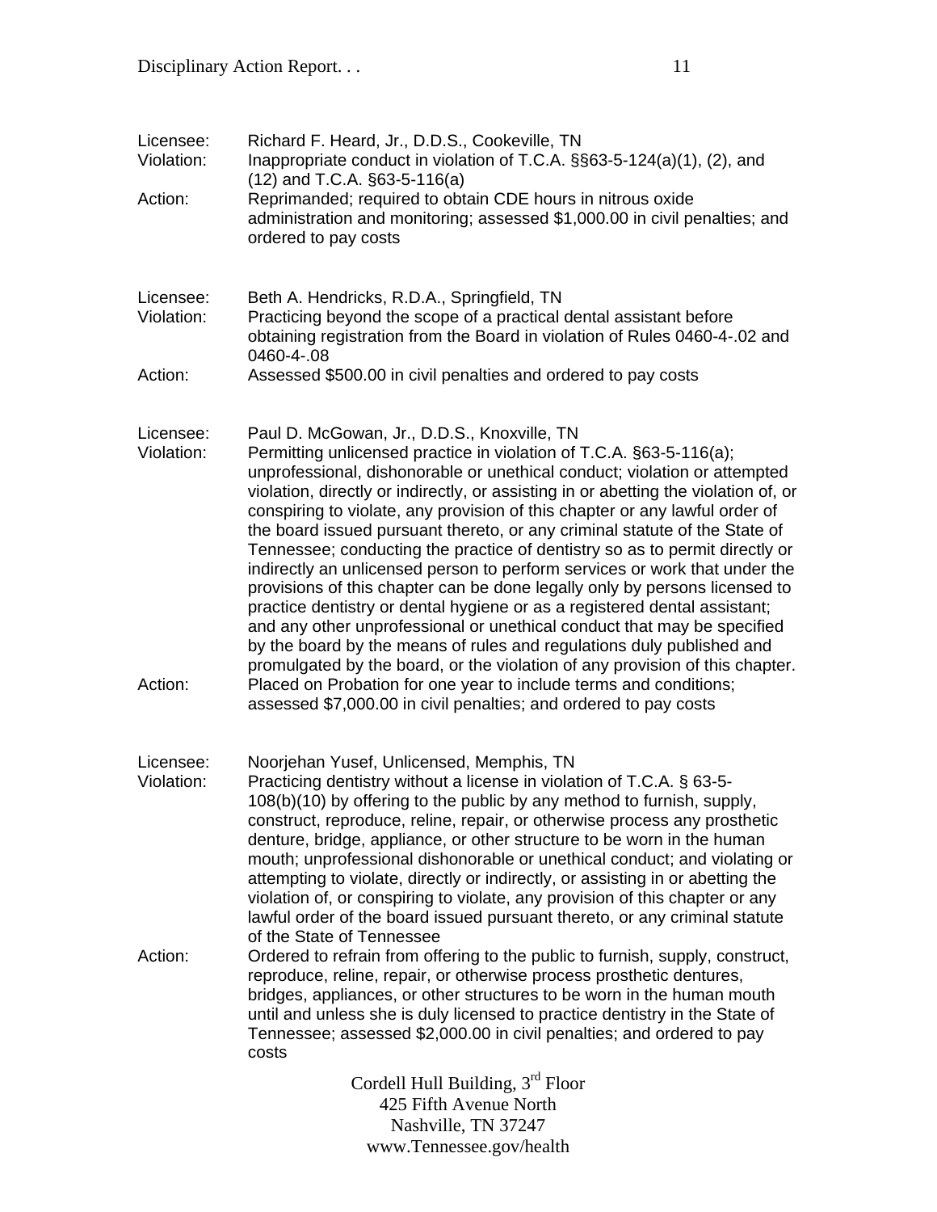| | |
|---|---|
| Licensee: | Richard F. Heard, Jr., D.D.S., Cookeville, TN |
| Violation: | Inappropriate conduct in violation of T.C.A. §§63-5-124(a)(1), (2), and (12) and T.C.A. §63-5-116(a) |
| Action: | Reprimanded; required to obtain CDE hours in nitrous oxide administration and monitoring; assessed $1,000.00 in civil penalties; and ordered to pay costs |

| | |
|---|---|
| Licensee: | Beth A. Hendricks, R.D.A., Springfield, TN |
| Violation: | Practicing beyond the scope of a practical dental assistant before obtaining registration from the Board in violation of Rules 0460-4-.02 and 0460-4-.08 |
| Action: | Assessed $500.00 in civil penalties and ordered to pay costs |

| | |
|---|---|
| Licensee: | Paul D. McGowan, Jr., D.D.S., Knoxville, TN |
| Violation: | Permitting unlicensed practice in violation of T.C.A. §63-5-116(a); unprofessional, dishonorable or unethical conduct; violation or attempted violation, directly or indirectly, or assisting in or abetting the violation of, or conspiring to violate, any provision of this chapter or any lawful order of the board issued pursuant thereto, or any criminal statute of the State of Tennessee; conducting the practice of dentistry so as to permit directly or indirectly an unlicensed person to perform services or work that under the provisions of this chapter can be done legally only by persons licensed to practice dentistry or dental hygiene or as a registered dental assistant; and any other unprofessional or unethical conduct that may be specified by the board by the means of rules and regulations duly published and promulgated by the board, or the violation of any provision of this chapter. |
| Action: | Placed on Probation for one year to include terms and conditions; assessed $7,000.00 in civil penalties; and ordered to pay costs |

| | |
|---|---|
| Licensee: | Noorjehan Yusef, Unlicensed, Memphis, TN |
| Violation: | Practicing dentistry without a license in violation of T.C.A. § 63-5-108(b)(10) by offering to the public by any method to furnish, supply, construct, reproduce, reline, repair, or otherwise process any prosthetic denture, bridge, appliance, or other structure to be worn in the human mouth; unprofessional dishonorable or unethical conduct; and violating or attempting to violate, directly or indirectly, or assisting in or abetting the violation of, or conspiring to violate, any provision of this chapter or any lawful order of the board issued pursuant thereto, or any criminal statute of the State of Tennessee |
| Action: | Ordered to refrain from offering to the public to furnish, supply, construct, reproduce, reline, repair, or otherwise process prosthetic dentures, bridges, appliances, or other structures to be worn in the human mouth until and unless she is duly licensed to practice dentistry in the State of Tennessee; assessed $2,000.00 in civil penalties; and ordered to pay costs |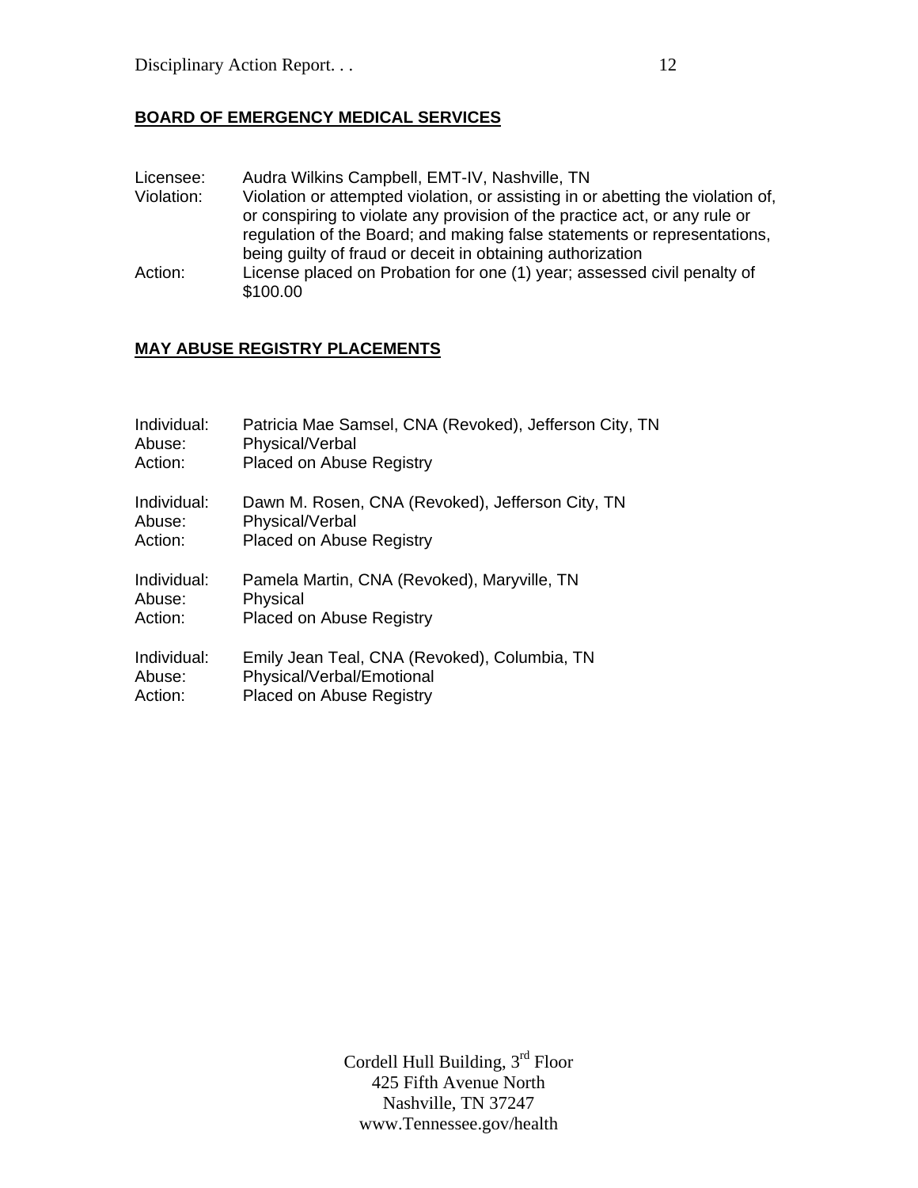## BOARD OF EMERGENCY MEDICAL SERVICES

Licensee: Audra Wilkins Campbell, EMT-IV, Nashville, TN
Violation: Violation or attempted violation, or assisting in or abetting the violation of, or conspiring to violate any provision of the practice act, or any rule or regulation of the Board; and making false statements or representations, being guilty of fraud or deceit in obtaining authorization
Action: License placed on Probation for one (1) year; assessed civil penalty of $100.00

## MAY ABUSE REGISTRY PLACEMENTS

Individual: Patricia Mae Samsel, CNA (Revoked), Jefferson City, TN
Abuse: Physical/Verbal
Action: Placed on Abuse Registry

Individual: Dawn M. Rosen, CNA (Revoked), Jefferson City, TN
Abuse: Physical/Verbal
Action: Placed on Abuse Registry

Individual: Pamela Martin, CNA (Revoked), Maryville, TN
Abuse: Physical
Action: Placed on Abuse Registry

Individual: Emily Jean Teal, CNA (Revoked), Columbia, TN
Abuse: Physical/Verbal/Emotional
Action: Placed on Abuse Registry